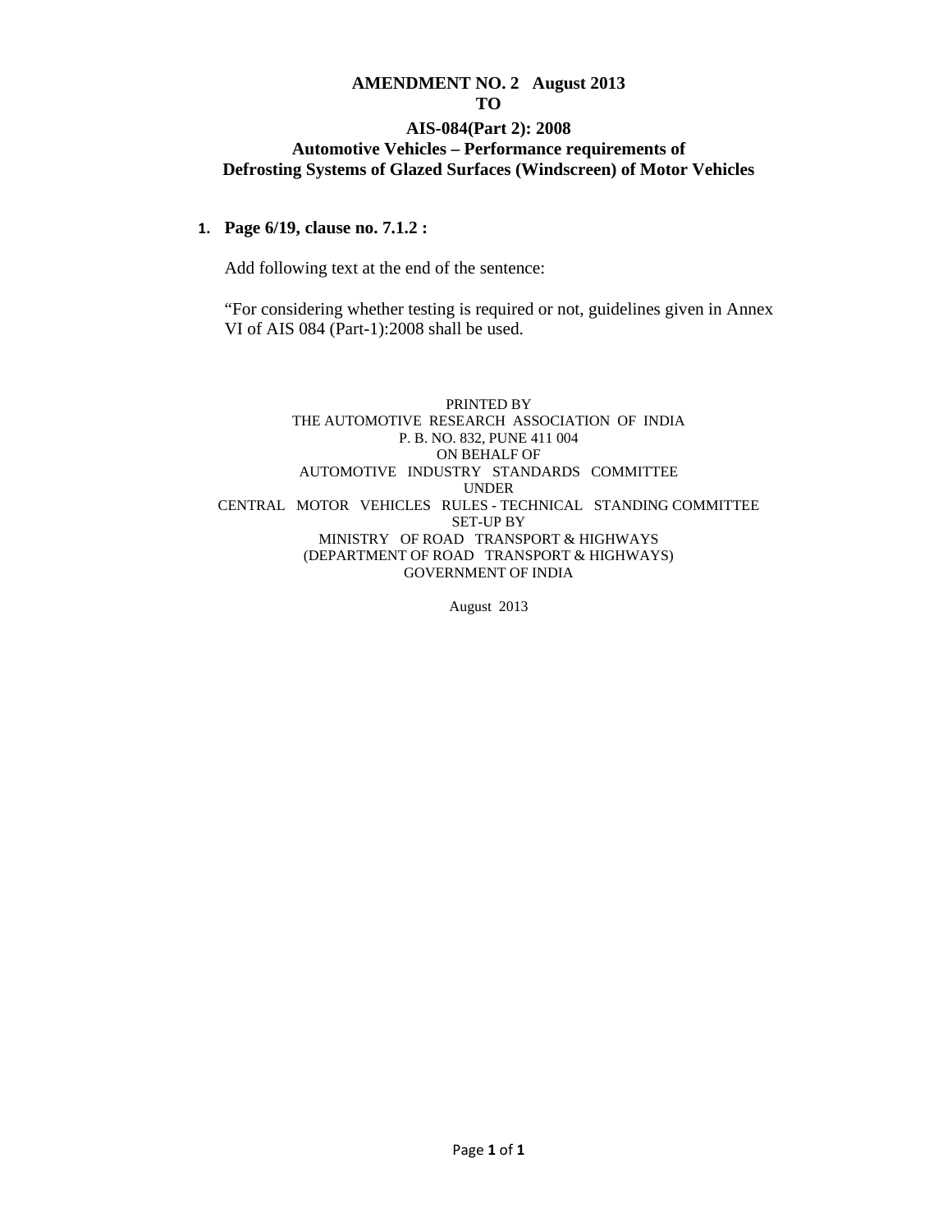**AMENDMENT NO. 2 August 2013**
**TO**

# AIS-084(Part 2): 2008
## Automotive Vehicles – Performance requirements of Defrosting Systems of Glazed Surfaces (Windscreen) of Motor Vehicles

1. **Page 6/19, clause no. 7.1.2 :**

   Add following text at the end of the sentence:

   "For considering whether testing is required or not, guidelines given in Annex VI of AIS 084 (Part-1):2008 shall be used.

PRINTED BY
THE AUTOMOTIVE RESEARCH ASSOCIATION OF INDIA
P. B. NO. 832, PUNE 411 004
ON BEHALF OF
AUTOMOTIVE INDUSTRY STANDARDS COMMITTEE
UNDER
CENTRAL MOTOR VEHICLES RULES - TECHNICAL STANDING COMMITTEE
SET-UP BY
MINISTRY OF ROAD TRANSPORT & HIGHWAYS
(DEPARTMENT OF ROAD TRANSPORT & HIGHWAYS)
GOVERNMENT OF INDIA

August 2013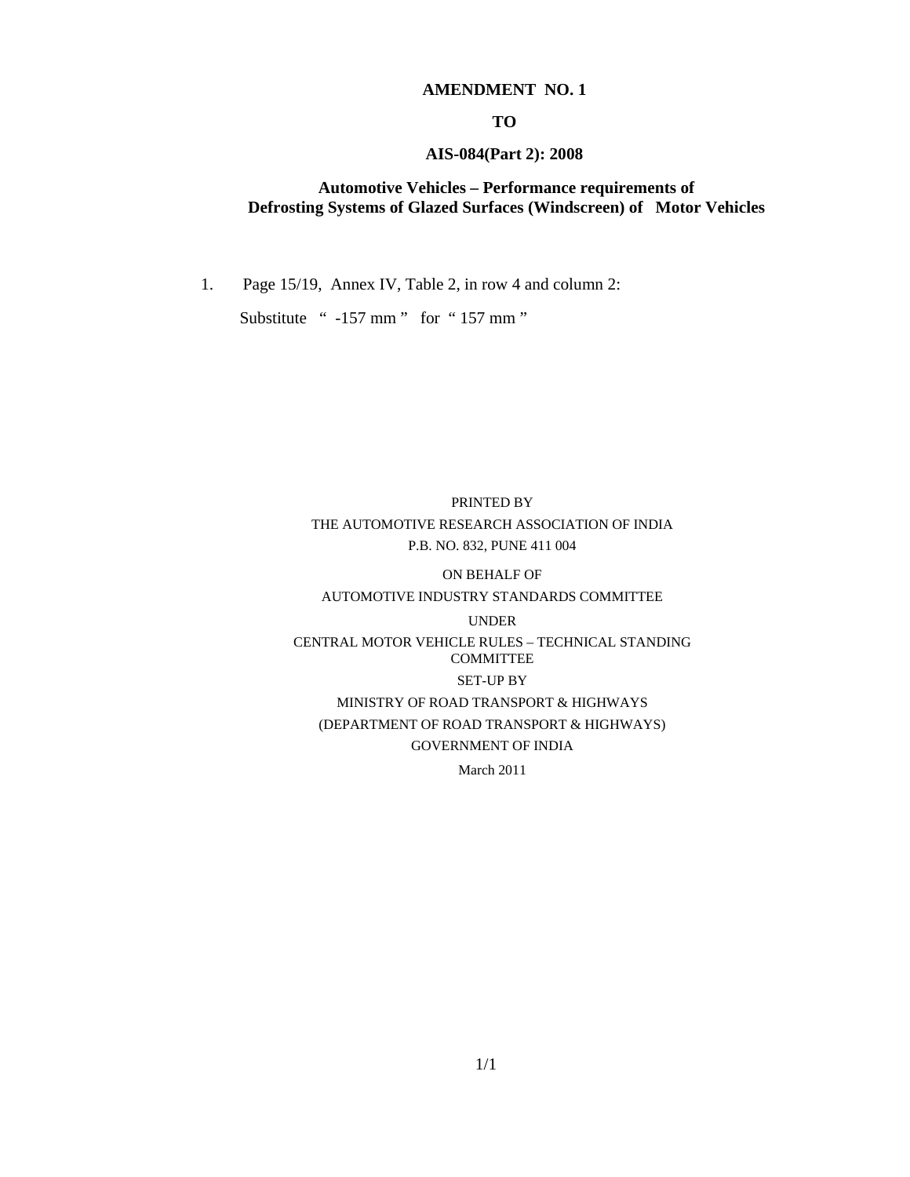**AMENDMENT NO. 1**

**TO**

**AIS-084(Part 2): 2008**

**Automotive Vehicles – Performance requirements of Defrosting Systems of Glazed Surfaces (Windscreen) of Motor Vehicles**

1. Page 15/19, Annex IV, Table 2, in row 4 and column 2:

   Substitute " -157 mm " for " 157 mm "

PRINTED BY

THE AUTOMOTIVE RESEARCH ASSOCIATION OF INDIA

P.B. NO. 832, PUNE 411 004

ON BEHALF OF

AUTOMOTIVE INDUSTRY STANDARDS COMMITTEE

UNDER

CENTRAL MOTOR VEHICLE RULES – TECHNICAL STANDING COMMITTEE

SET-UP BY

MINISTRY OF ROAD TRANSPORT & HIGHWAYS

(DEPARTMENT OF ROAD TRANSPORT & HIGHWAYS)

GOVERNMENT OF INDIA

March 2011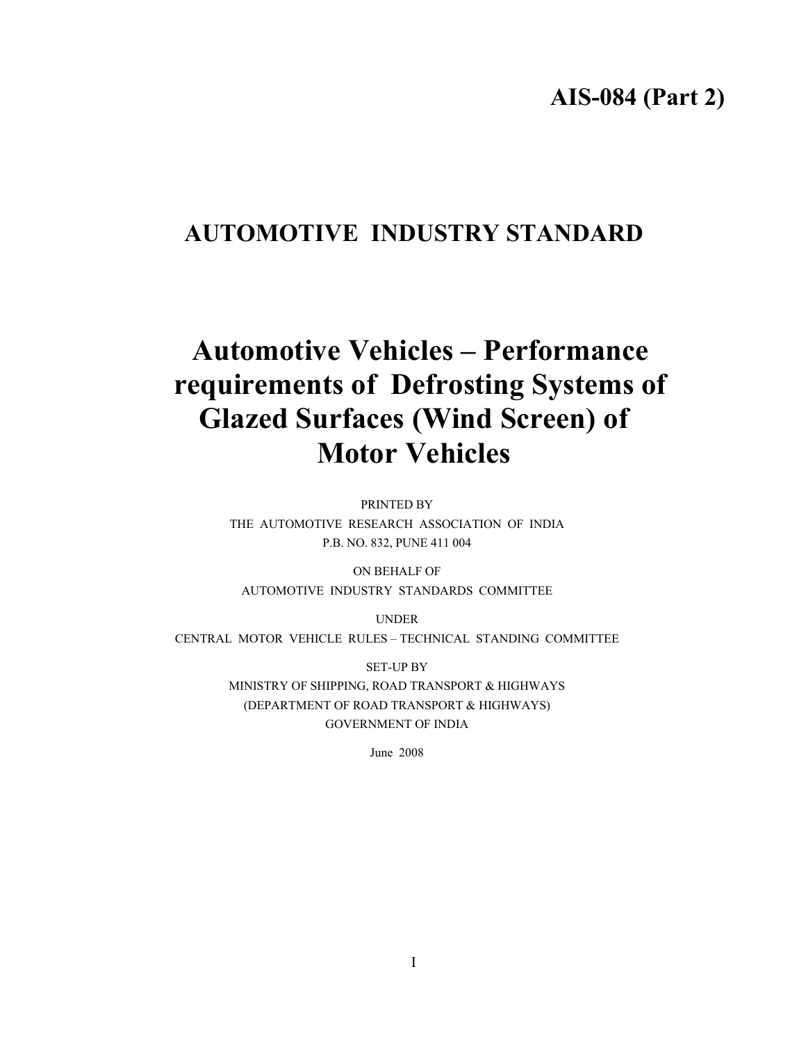**AIS-084 (Part 2)**

# AUTOMOTIVE INDUSTRY STANDARD

# Automotive Vehicles – Performance requirements of Defrosting Systems of Glazed Surfaces (Wind Screen) of Motor Vehicles

PRINTED BY
THE AUTOMOTIVE RESEARCH ASSOCIATION OF INDIA
P.B. NO. 832, PUNE 411 004

ON BEHALF OF
AUTOMOTIVE INDUSTRY STANDARDS COMMITTEE

UNDER
CENTRAL MOTOR VEHICLE RULES – TECHNICAL STANDING COMMITTEE

SET-UP BY
MINISTRY OF SHIPPING, ROAD TRANSPORT & HIGHWAYS
(DEPARTMENT OF ROAD TRANSPORT & HIGHWAYS)
GOVERNMENT OF INDIA

June 2008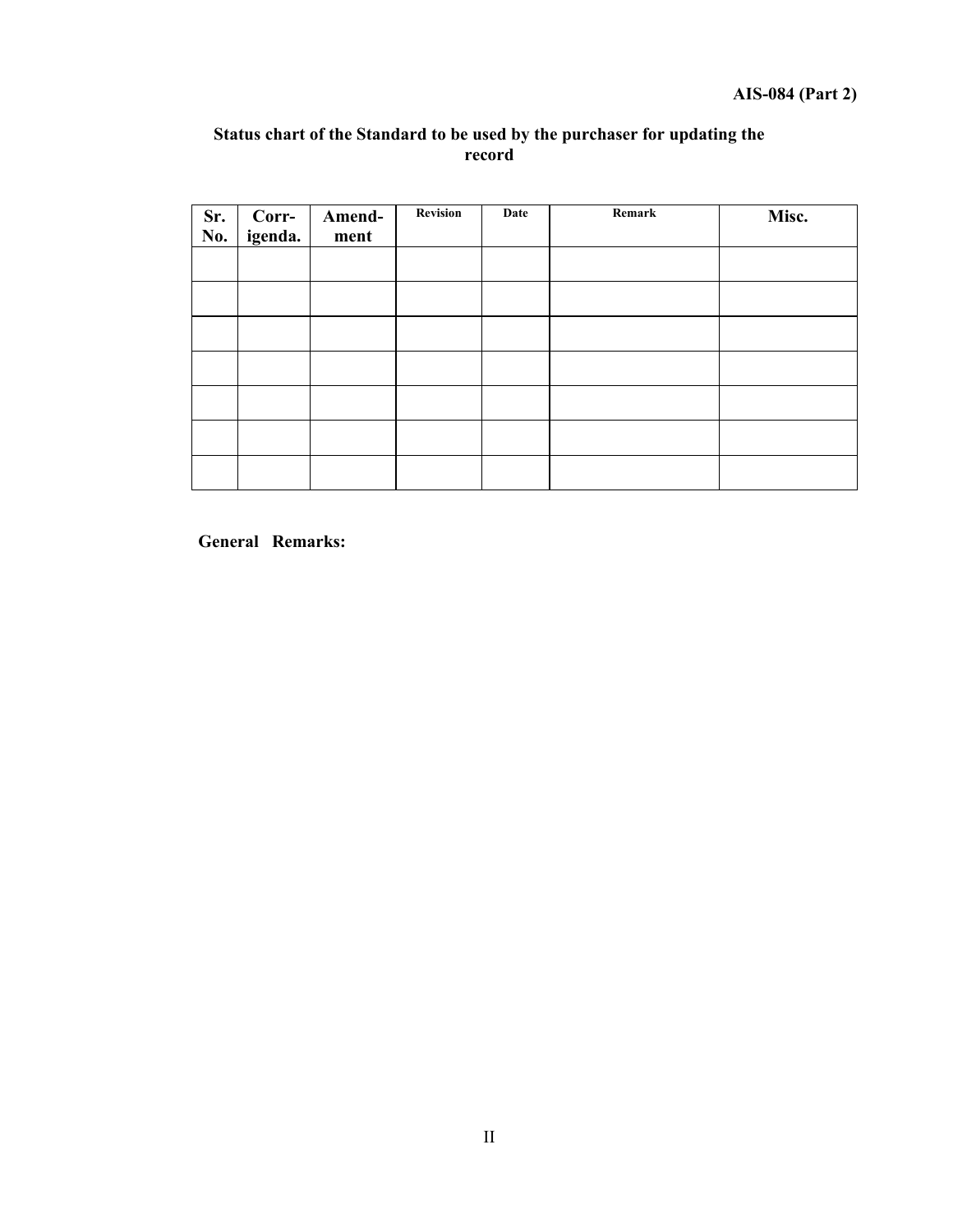## Status chart of the Standard to be used by the purchaser for updating the record

| Sr. No. | Corr- igenda. | Amend- ment | Revision | Date | Remark | Misc. |
|---|---|---|---|---|---|---|
| | | | | | | |
| | | | | | | |
| | | | | | | |
| | | | | | | |
| | | | | | | |
| | | | | | | |
| | | | | | | |

**General Remarks:**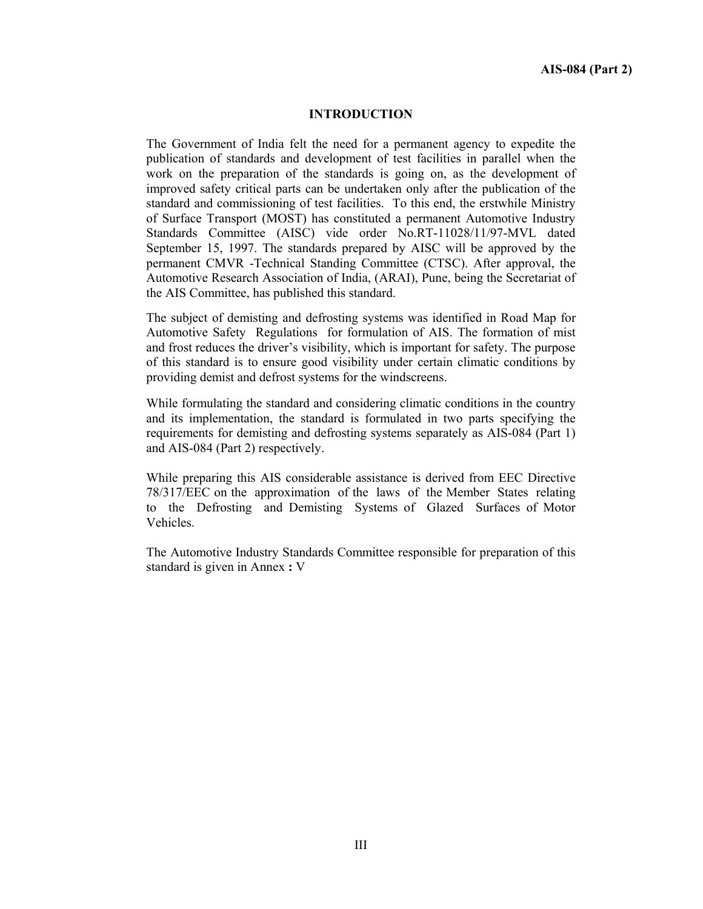## INTRODUCTION

The Government of India felt the need for a permanent agency to expedite the publication of standards and development of test facilities in parallel when the work on the preparation of the standards is going on, as the development of improved safety critical parts can be undertaken only after the publication of the standard and commissioning of test facilities. To this end, the erstwhile Ministry of Surface Transport (MOST) has constituted a permanent Automotive Industry Standards Committee (AISC) vide order No.RT-11028/11/97-MVL dated September 15, 1997. The standards prepared by AISC will be approved by the permanent CMVR -Technical Standing Committee (CTSC). After approval, the Automotive Research Association of India, (ARAI), Pune, being the Secretariat of the AIS Committee, has published this standard.

The subject of demisting and defrosting systems was identified in Road Map for Automotive Safety Regulations for formulation of AIS. The formation of mist and frost reduces the driver's visibility, which is important for safety. The purpose of this standard is to ensure good visibility under certain climatic conditions by providing demist and defrost systems for the windscreens.

While formulating the standard and considering climatic conditions in the country and its implementation, the standard is formulated in two parts specifying the requirements for demisting and defrosting systems separately as AIS-084 (Part 1) and AIS-084 (Part 2) respectively.

While preparing this AIS considerable assistance is derived from EEC Directive 78/317/EEC on the approximation of the laws of the Member States relating to the Defrosting and Demisting Systems of Glazed Surfaces of Motor Vehicles.

The Automotive Industry Standards Committee responsible for preparation of this standard is given in Annex **:** V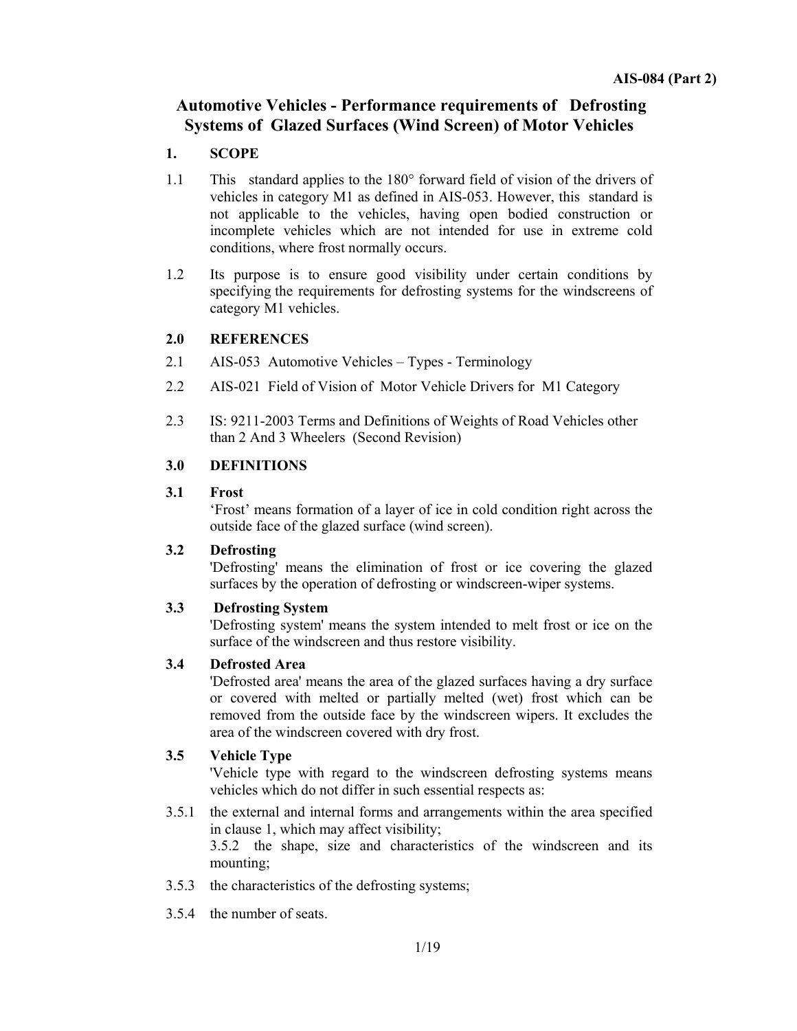# Automotive Vehicles - Performance requirements of Defrosting Systems of Glazed Surfaces (Wind Screen) of Motor Vehicles

## 1. SCOPE

1.1 This standard applies to the 180° forward field of vision of the drivers of vehicles in category M1 as defined in AIS-053. However, this standard is not applicable to the vehicles, having open bodied construction or incomplete vehicles which are not intended for use in extreme cold conditions, where frost normally occurs.

1.2 Its purpose is to ensure good visibility under certain conditions by specifying the requirements for defrosting systems for the windscreens of category M1 vehicles.

## 2.0 REFERENCES

2.1 AIS-053 Automotive Vehicles – Types - Terminology

2.2 AIS-021 Field of Vision of Motor Vehicle Drivers for M1 Category

2.3 IS: 9211-2003 Terms and Definitions of Weights of Road Vehicles other than 2 And 3 Wheelers (Second Revision)

## 3.0 DEFINITIONS

### 3.1 Frost

'Frost' means formation of a layer of ice in cold condition right across the outside face of the glazed surface (wind screen).

### 3.2 Defrosting

'Defrosting' means the elimination of frost or ice covering the glazed surfaces by the operation of defrosting or windscreen-wiper systems.

### 3.3 Defrosting System

'Defrosting system' means the system intended to melt frost or ice on the surface of the windscreen and thus restore visibility.

### 3.4 Defrosted Area

'Defrosted area' means the area of the glazed surfaces having a dry surface or covered with melted or partially melted (wet) frost which can be removed from the outside face by the windscreen wipers. It excludes the area of the windscreen covered with dry frost.

### 3.5 Vehicle Type

'Vehicle type with regard to the windscreen defrosting systems means vehicles which do not differ in such essential respects as:

3.5.1 the external and internal forms and arrangements within the area specified in clause 1, which may affect visibility;

3.5.2 the shape, size and characteristics of the windscreen and its mounting;

3.5.3 the characteristics of the defrosting systems;

3.5.4 the number of seats.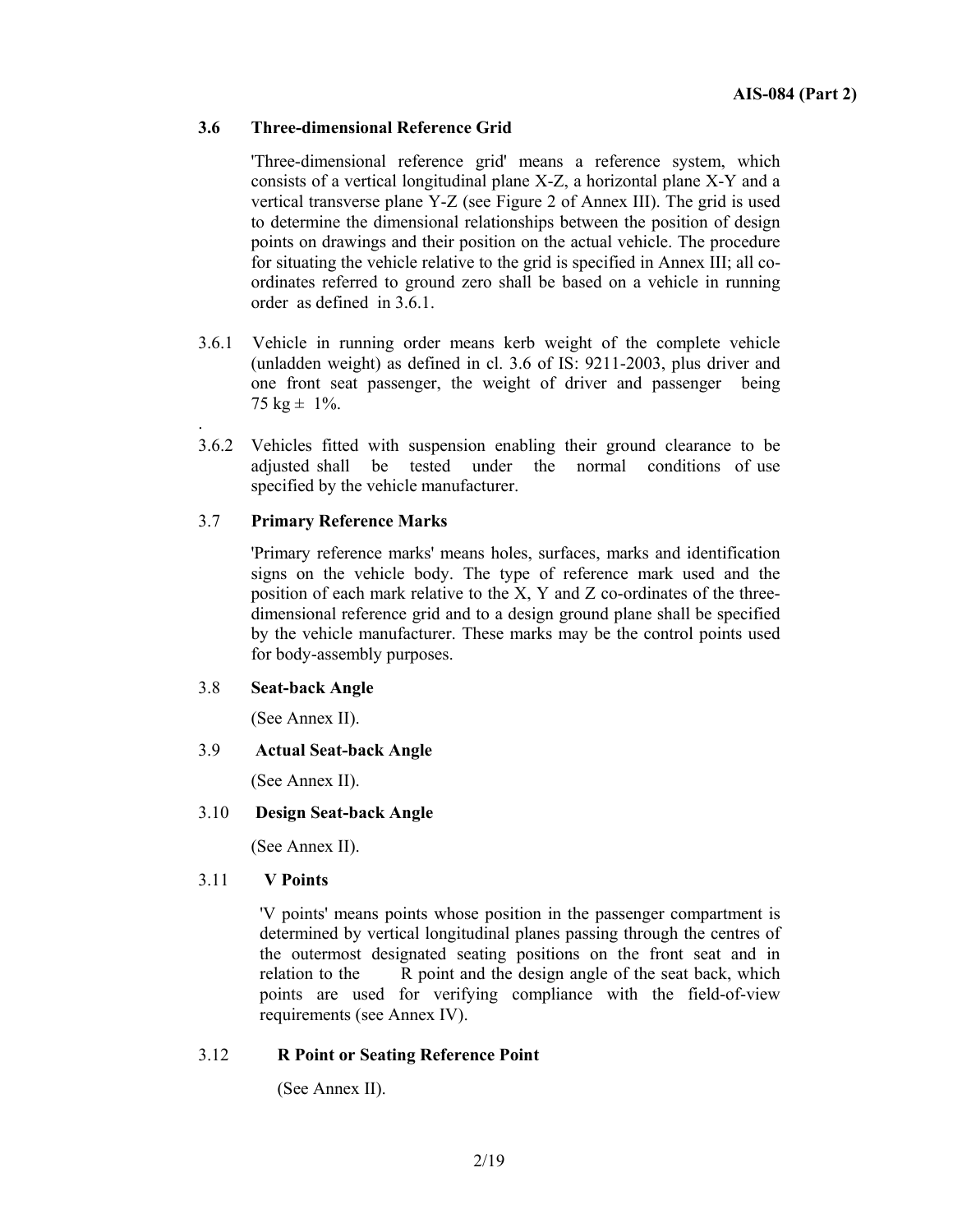### 3.6 Three-dimensional Reference Grid

'Three-dimensional reference grid' means a reference system, which consists of a vertical longitudinal plane X-Z, a horizontal plane X-Y and a vertical transverse plane Y-Z (see Figure 2 of Annex III). The grid is used to determine the dimensional relationships between the position of design points on drawings and their position on the actual vehicle. The procedure for situating the vehicle relative to the grid is specified in Annex III; all co-ordinates referred to ground zero shall be based on a vehicle in running order as defined in 3.6.1.

3.6.1 Vehicle in running order means kerb weight of the complete vehicle (unladden weight) as defined in cl. 3.6 of IS: 9211-2003, plus driver and one front seat passenger, the weight of driver and passenger being 75 kg ± 1%.

3.6.2 Vehicles fitted with suspension enabling their ground clearance to be adjusted shall be tested under the normal conditions of use specified by the vehicle manufacturer.

### 3.7 Primary Reference Marks

'Primary reference marks' means holes, surfaces, marks and identification signs on the vehicle body. The type of reference mark used and the position of each mark relative to the X, Y and Z co-ordinates of the three-dimensional reference grid and to a design ground plane shall be specified by the vehicle manufacturer. These marks may be the control points used for body-assembly purposes.

### 3.8 Seat-back Angle

(See Annex II).

### 3.9 Actual Seat-back Angle

(See Annex II).

### 3.10 Design Seat-back Angle

(See Annex II).

### 3.11 V Points

'V points' means points whose position in the passenger compartment is determined by vertical longitudinal planes passing through the centres of the outermost designated seating positions on the front seat and in relation to the R point and the design angle of the seat back, which points are used for verifying compliance with the field-of-view requirements (see Annex IV).

### 3.12 R Point or Seating Reference Point

(See Annex II).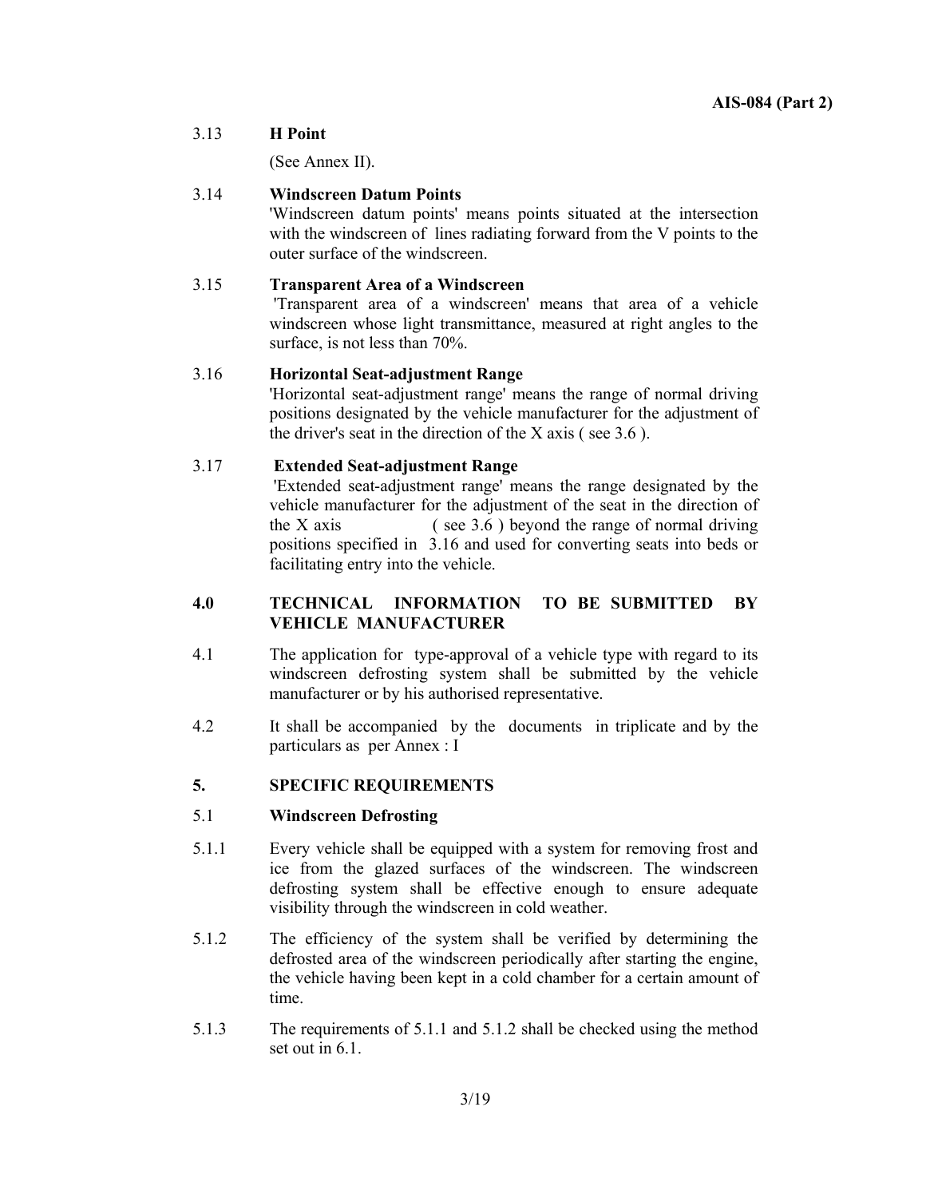3.13 **H Point**

(See Annex II).

3.14 **Windscreen Datum Points**

'Windscreen datum points' means points situated at the intersection with the windscreen of lines radiating forward from the V points to the outer surface of the windscreen.

3.15 **Transparent Area of a Windscreen**

'Transparent area of a windscreen' means that area of a vehicle windscreen whose light transmittance, measured at right angles to the surface, is not less than 70%.

3.16 **Horizontal Seat-adjustment Range**

'Horizontal seat-adjustment range' means the range of normal driving positions designated by the vehicle manufacturer for the adjustment of the driver's seat in the direction of the X axis ( see 3.6 ).

3.17 **Extended Seat-adjustment Range**

'Extended seat-adjustment range' means the range designated by the vehicle manufacturer for the adjustment of the seat in the direction of the X axis ( see 3.6 ) beyond the range of normal driving positions specified in 3.16 and used for converting seats into beds or facilitating entry into the vehicle.

## 4.0 TECHNICAL INFORMATION TO BE SUBMITTED BY VEHICLE MANUFACTURER

4.1 The application for type-approval of a vehicle type with regard to its windscreen defrosting system shall be submitted by the vehicle manufacturer or by his authorised representative.

4.2 It shall be accompanied by the documents in triplicate and by the particulars as per Annex : I

## 5. SPECIFIC REQUIREMENTS

### 5.1 Windscreen Defrosting

5.1.1 Every vehicle shall be equipped with a system for removing frost and ice from the glazed surfaces of the windscreen. The windscreen defrosting system shall be effective enough to ensure adequate visibility through the windscreen in cold weather.

5.1.2 The efficiency of the system shall be verified by determining the defrosted area of the windscreen periodically after starting the engine, the vehicle having been kept in a cold chamber for a certain amount of time.

5.1.3 The requirements of 5.1.1 and 5.1.2 shall be checked using the method set out in 6.1.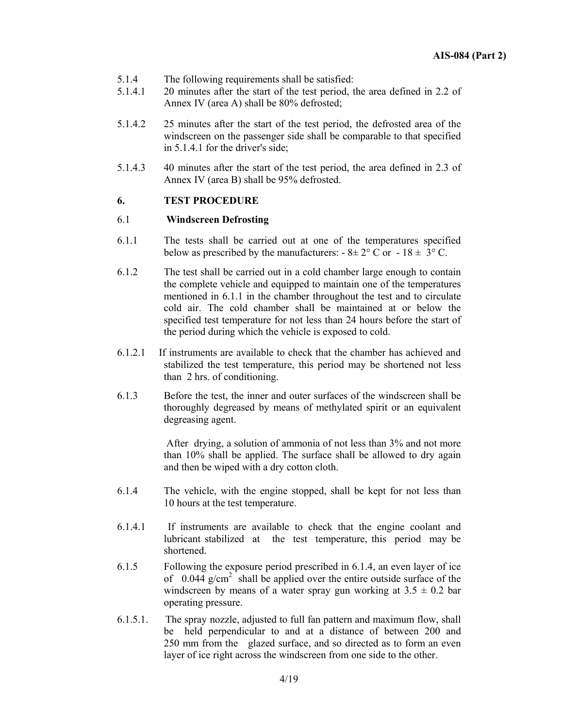5.1.4 The following requirements shall be satisfied:

5.1.4.1 20 minutes after the start of the test period, the area defined in 2.2 of Annex IV (area A) shall be 80% defrosted;

5.1.4.2 25 minutes after the start of the test period, the defrosted area of the windscreen on the passenger side shall be comparable to that specified in 5.1.4.1 for the driver's side;

5.1.4.3 40 minutes after the start of the test period, the area defined in 2.3 of Annex IV (area B) shall be 95% defrosted.

## 6. TEST PROCEDURE

### 6.1 Windscreen Defrosting

6.1.1 The tests shall be carried out at one of the temperatures specified below as prescribed by the manufacturers: $-8 \pm 2°$ C or $-18 \pm 3°$ C.

6.1.2 The test shall be carried out in a cold chamber large enough to contain the complete vehicle and equipped to maintain one of the temperatures mentioned in 6.1.1 in the chamber throughout the test and to circulate cold air. The cold chamber shall be maintained at or below the specified test temperature for not less than 24 hours before the start of the period during which the vehicle is exposed to cold.

6.1.2.1 If instruments are available to check that the chamber has achieved and stabilized the test temperature, this period may be shortened not less than 2 hrs. of conditioning.

6.1.3 Before the test, the inner and outer surfaces of the windscreen shall be thoroughly degreased by means of methylated spirit or an equivalent degreasing agent.

After drying, a solution of ammonia of not less than 3% and not more than 10% shall be applied. The surface shall be allowed to dry again and then be wiped with a dry cotton cloth.

6.1.4 The vehicle, with the engine stopped, shall be kept for not less than 10 hours at the test temperature.

6.1.4.1 If instruments are available to check that the engine coolant and lubricant stabilized at the test temperature, this period may be shortened.

6.1.5 Following the exposure period prescribed in 6.1.4, an even layer of ice of 0.044 $g/cm^2$ shall be applied over the entire outside surface of the windscreen by means of a water spray gun working at $3.5 \pm 0.2$ bar operating pressure.

6.1.5.1. The spray nozzle, adjusted to full fan pattern and maximum flow, shall be held perpendicular to and at a distance of between 200 and 250 mm from the glazed surface, and so directed as to form an even layer of ice right across the windscreen from one side to the other.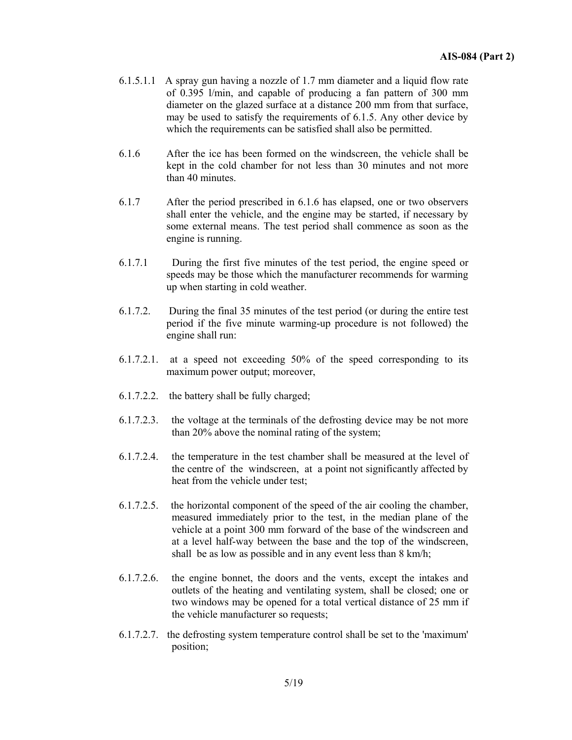6.1.5.1.1 A spray gun having a nozzle of 1.7 mm diameter and a liquid flow rate of 0.395 l/min, and capable of producing a fan pattern of 300 mm diameter on the glazed surface at a distance 200 mm from that surface, may be used to satisfy the requirements of 6.1.5. Any other device by which the requirements can be satisfied shall also be permitted.

6.1.6 After the ice has been formed on the windscreen, the vehicle shall be kept in the cold chamber for not less than 30 minutes and not more than 40 minutes.

6.1.7 After the period prescribed in 6.1.6 has elapsed, one or two observers shall enter the vehicle, and the engine may be started, if necessary by some external means. The test period shall commence as soon as the engine is running.

6.1.7.1 During the first five minutes of the test period, the engine speed or speeds may be those which the manufacturer recommends for warming up when starting in cold weather.

6.1.7.2. During the final 35 minutes of the test period (or during the entire test period if the five minute warming-up procedure is not followed) the engine shall run:

6.1.7.2.1. at a speed not exceeding 50% of the speed corresponding to its maximum power output; moreover,

6.1.7.2.2. the battery shall be fully charged;

6.1.7.2.3. the voltage at the terminals of the defrosting device may be not more than 20% above the nominal rating of the system;

6.1.7.2.4. the temperature in the test chamber shall be measured at the level of the centre of the windscreen, at a point not significantly affected by heat from the vehicle under test;

6.1.7.2.5. the horizontal component of the speed of the air cooling the chamber, measured immediately prior to the test, in the median plane of the vehicle at a point 300 mm forward of the base of the windscreen and at a level half-way between the base and the top of the windscreen, shall be as low as possible and in any event less than 8 km/h;

6.1.7.2.6. the engine bonnet, the doors and the vents, except the intakes and outlets of the heating and ventilating system, shall be closed; one or two windows may be opened for a total vertical distance of 25 mm if the vehicle manufacturer so requests;

6.1.7.2.7. the defrosting system temperature control shall be set to the 'maximum' position;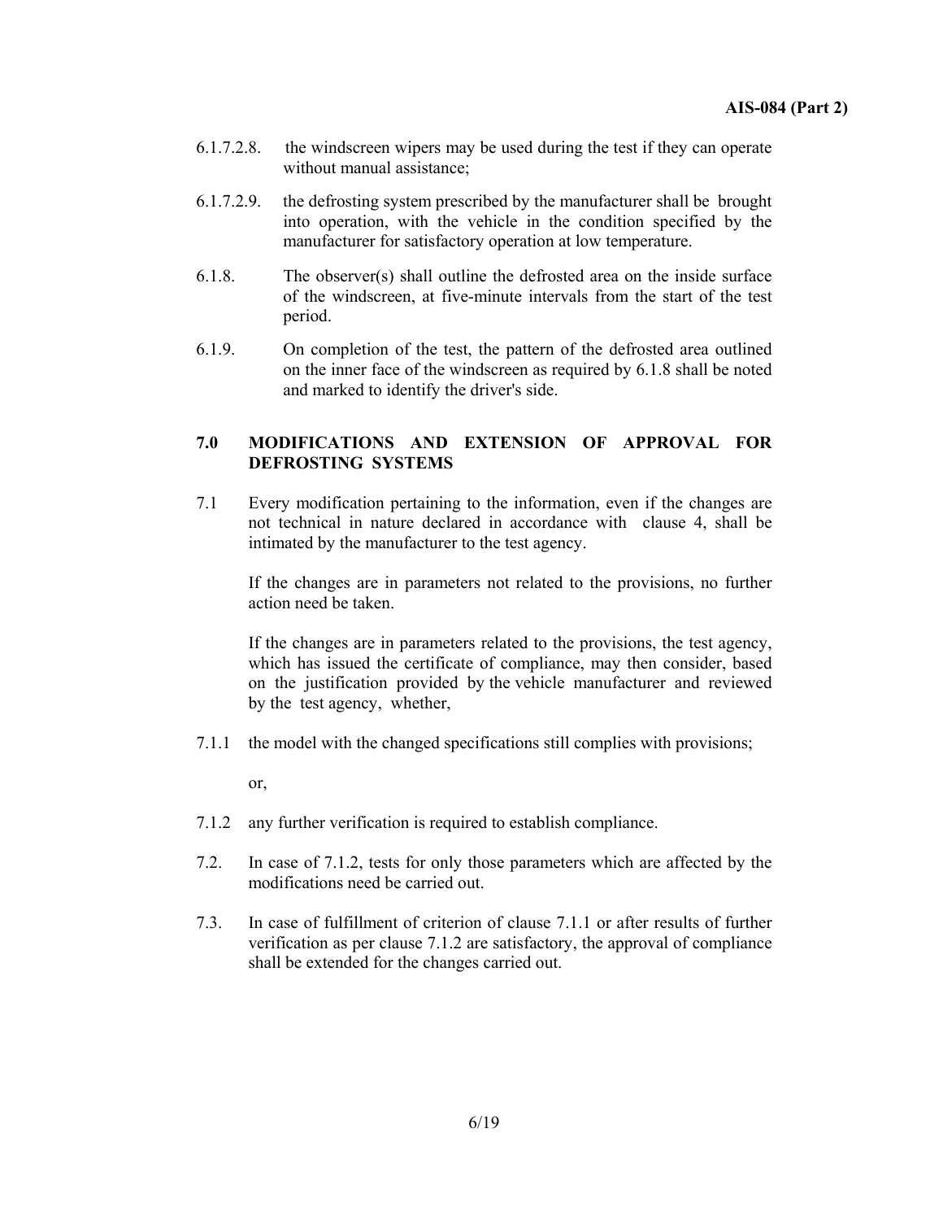6.1.7.2.8. the windscreen wipers may be used during the test if they can operate without manual assistance;

6.1.7.2.9. the defrosting system prescribed by the manufacturer shall be brought into operation, with the vehicle in the condition specified by the manufacturer for satisfactory operation at low temperature.

6.1.8. The observer(s) shall outline the defrosted area on the inside surface of the windscreen, at five-minute intervals from the start of the test period.

6.1.9. On completion of the test, the pattern of the defrosted area outlined on the inner face of the windscreen as required by 6.1.8 shall be noted and marked to identify the driver's side.

## 7.0 MODIFICATIONS AND EXTENSION OF APPROVAL FOR DEFROSTING SYSTEMS

7.1 Every modification pertaining to the information, even if the changes are not technical in nature declared in accordance with clause 4, shall be intimated by the manufacturer to the test agency.

If the changes are in parameters not related to the provisions, no further action need be taken.

If the changes are in parameters related to the provisions, the test agency, which has issued the certificate of compliance, may then consider, based on the justification provided by the vehicle manufacturer and reviewed by the test agency, whether,

7.1.1 the model with the changed specifications still complies with provisions;

or,

7.1.2 any further verification is required to establish compliance.

7.2. In case of 7.1.2, tests for only those parameters which are affected by the modifications need be carried out.

7.3. In case of fulfillment of criterion of clause 7.1.1 or after results of further verification as per clause 7.1.2 are satisfactory, the approval of compliance shall be extended for the changes carried out.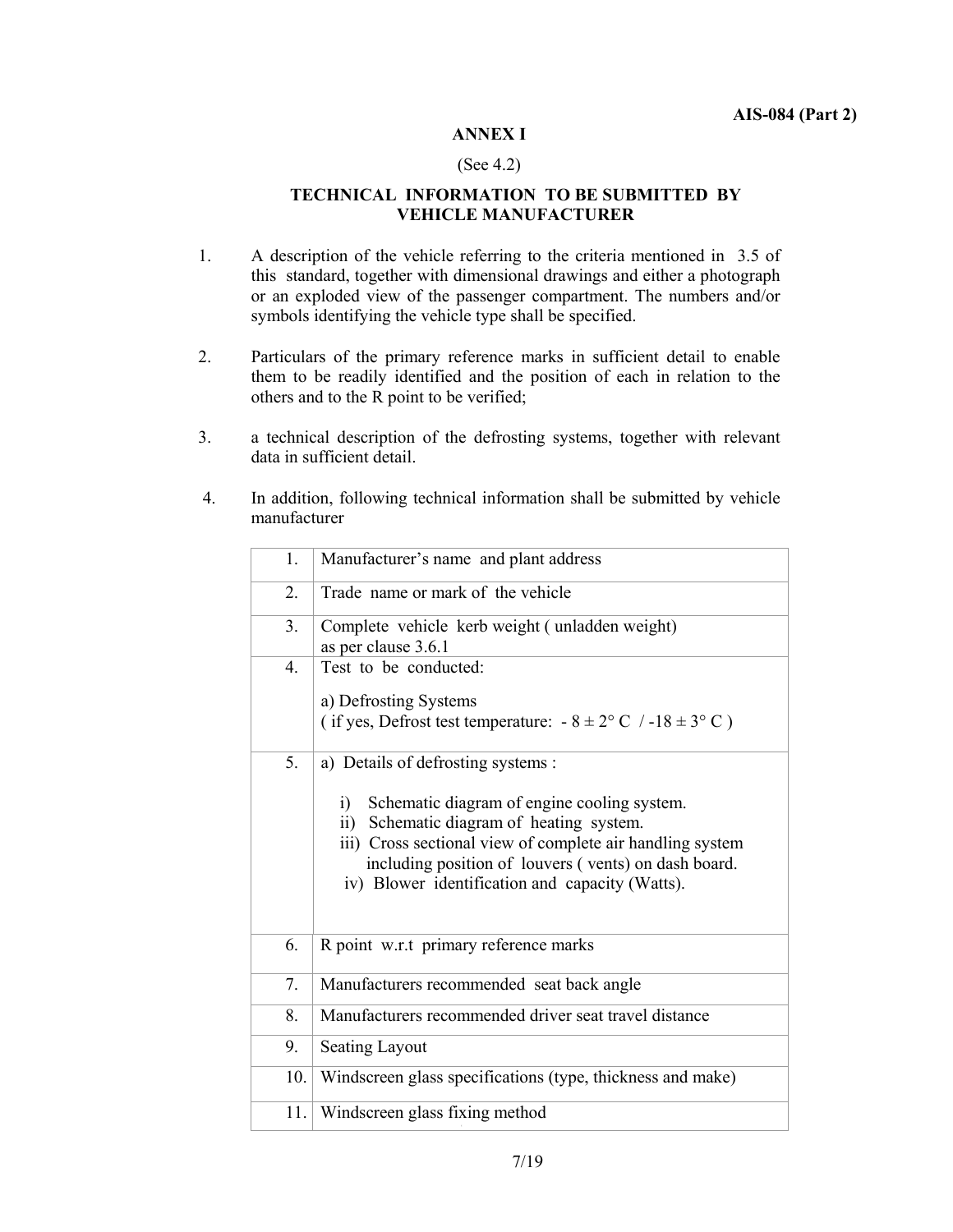## ANNEX I

(See 4.2)

### TECHNICAL INFORMATION TO BE SUBMITTED BY VEHICLE MANUFACTURER

1. A description of the vehicle referring to the criteria mentioned in 3.5 of this standard, together with dimensional drawings and either a photograph or an exploded view of the passenger compartment. The numbers and/or symbols identifying the vehicle type shall be specified.

2. Particulars of the primary reference marks in sufficient detail to enable them to be readily identified and the position of each in relation to the others and to the R point to be verified;

3. a technical description of the defrosting systems, together with relevant data in sufficient detail.

4. In addition, following technical information shall be submitted by vehicle manufacturer

| | |
|---|---|
| 1. | Manufacturer's name and plant address |
| 2. | Trade name or mark of the vehicle |
| 3. | Complete vehicle kerb weight ( unladden weight) as per clause 3.6.1 |
| 4. | Test to be conducted:<br><br>a) Defrosting Systems<br>( if yes, Defrost test temperature: - 8 ± 2° C / -18 ± 3° C ) |
| 5. | a) Details of defrosting systems :<br><br>i) Schematic diagram of engine cooling system.<br>ii) Schematic diagram of heating system.<br>iii) Cross sectional view of complete air handling system including position of louvers ( vents) on dash board.<br>iv) Blower identification and capacity (Watts). |
| 6. | R point w.r.t primary reference marks |
| 7. | Manufacturers recommended seat back angle |
| 8. | Manufacturers recommended driver seat travel distance |
| 9. | Seating Layout |
| 10. | Windscreen glass specifications (type, thickness and make) |
| 11. | Windscreen glass fixing method |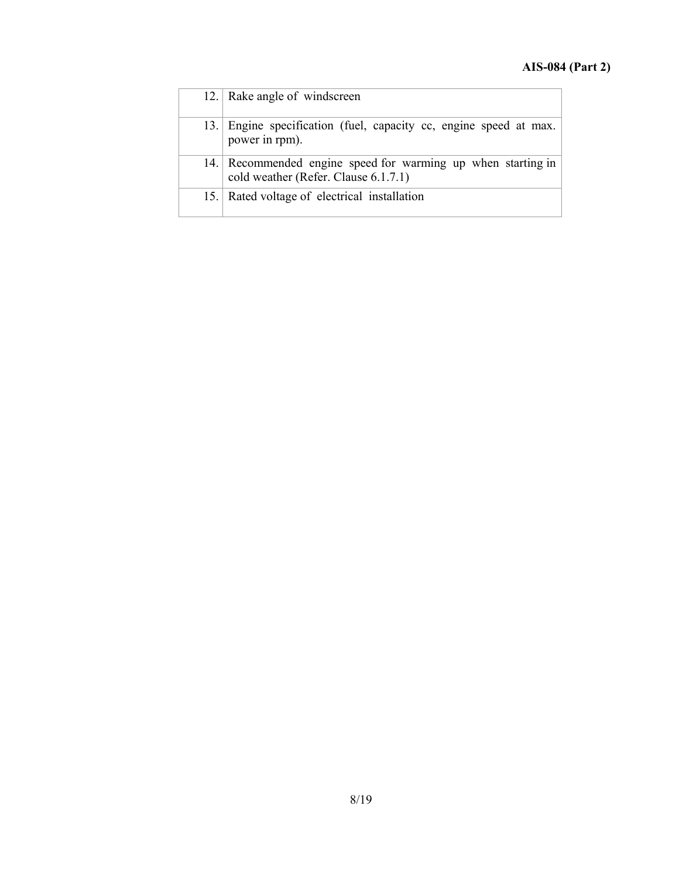| | |
|---|---|
| 12. | Rake angle of windscreen |
| 13. | Engine specification (fuel, capacity cc, engine speed at max. power in rpm). |
| 14. | Recommended engine speed for warming up when starting in cold weather (Refer. Clause 6.1.7.1) |
| 15. | Rated voltage of electrical installation |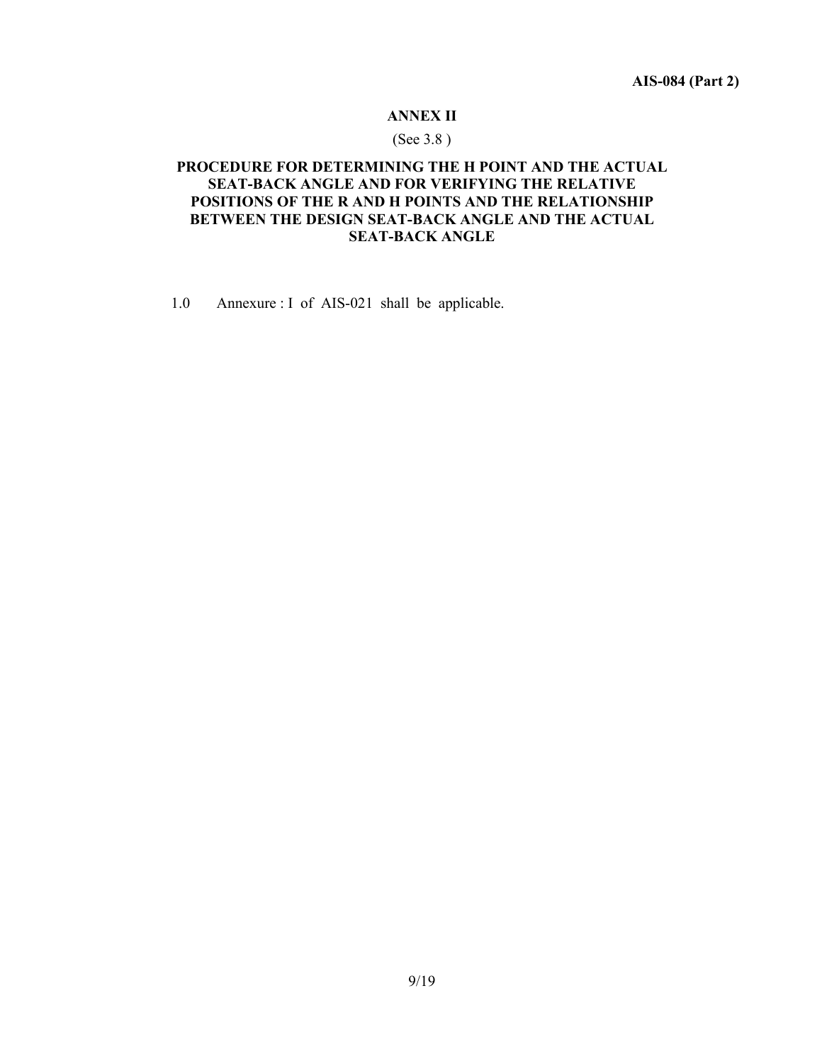## ANNEX II

(See 3.8 )

### PROCEDURE FOR DETERMINING THE H POINT AND THE ACTUAL SEAT-BACK ANGLE AND FOR VERIFYING THE RELATIVE POSITIONS OF THE R AND H POINTS AND THE RELATIONSHIP BETWEEN THE DESIGN SEAT-BACK ANGLE AND THE ACTUAL SEAT-BACK ANGLE

1.0 Annexure : I of AIS-021 shall be applicable.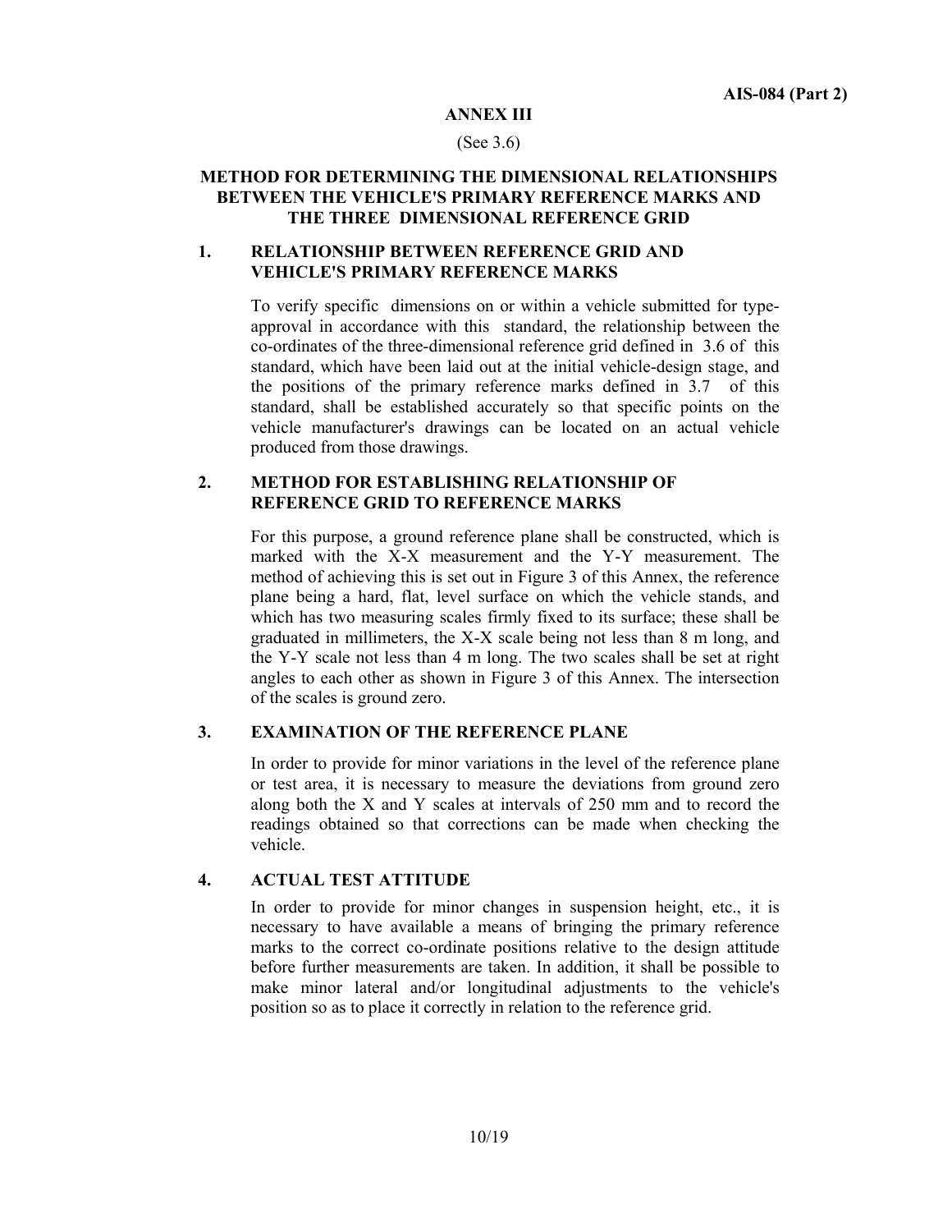## ANNEX III

(See 3.6)

## METHOD FOR DETERMINING THE DIMENSIONAL RELATIONSHIPS BETWEEN THE VEHICLE'S PRIMARY REFERENCE MARKS AND THE THREE DIMENSIONAL REFERENCE GRID

### 1. RELATIONSHIP BETWEEN REFERENCE GRID AND VEHICLE'S PRIMARY REFERENCE MARKS

To verify specific dimensions on or within a vehicle submitted for type-approval in accordance with this standard, the relationship between the co-ordinates of the three-dimensional reference grid defined in 3.6 of this standard, which have been laid out at the initial vehicle-design stage, and the positions of the primary reference marks defined in 3.7 of this standard, shall be established accurately so that specific points on the vehicle manufacturer's drawings can be located on an actual vehicle produced from those drawings.

### 2. METHOD FOR ESTABLISHING RELATIONSHIP OF REFERENCE GRID TO REFERENCE MARKS

For this purpose, a ground reference plane shall be constructed, which is marked with the X-X measurement and the Y-Y measurement. The method of achieving this is set out in Figure 3 of this Annex, the reference plane being a hard, flat, level surface on which the vehicle stands, and which has two measuring scales firmly fixed to its surface; these shall be graduated in millimeters, the X-X scale being not less than 8 m long, and the Y-Y scale not less than 4 m long. The two scales shall be set at right angles to each other as shown in Figure 3 of this Annex. The intersection of the scales is ground zero.

### 3. EXAMINATION OF THE REFERENCE PLANE

In order to provide for minor variations in the level of the reference plane or test area, it is necessary to measure the deviations from ground zero along both the X and Y scales at intervals of 250 mm and to record the readings obtained so that corrections can be made when checking the vehicle.

### 4. ACTUAL TEST ATTITUDE

In order to provide for minor changes in suspension height, etc., it is necessary to have available a means of bringing the primary reference marks to the correct co-ordinate positions relative to the design attitude before further measurements are taken. In addition, it shall be possible to make minor lateral and/or longitudinal adjustments to the vehicle's position so as to place it correctly in relation to the reference grid.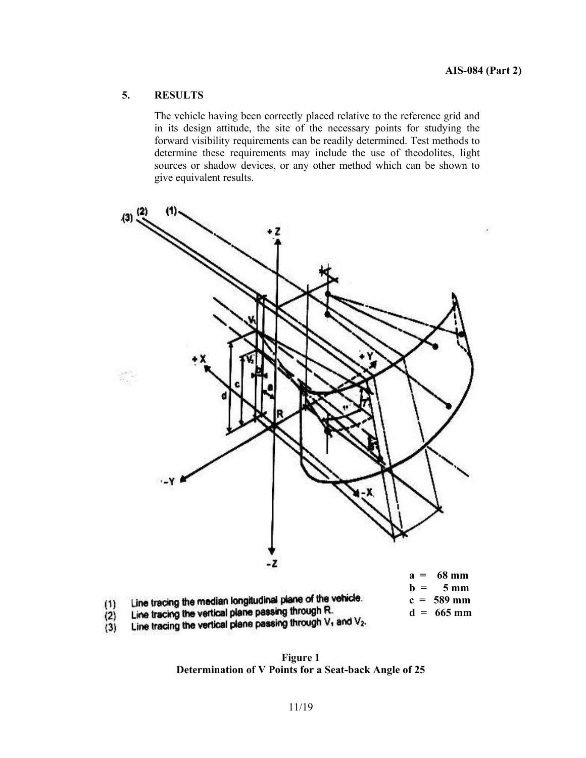## 5. RESULTS

The vehicle having been correctly placed relative to the reference grid and in its design attitude, the site of the necessary points for studying the forward visibility requirements can be readily determined. Test methods to determine these requirements may include the use of theodolites, light sources or shadow devices, or any other method which can be shown to give equivalent results.

a = 68 mm
b = 5 mm
c = 589 mm
d = 665 mm

(1) Line tracing the median longitudinal plane of the vehicle.
(2) Line tracing the vertical plane passing through R.
(3) Line tracing the vertical plane passing through $V_1$ and $V_2$.

**Figure 1**
**Determination of V Points for a Seat-back Angle of 25**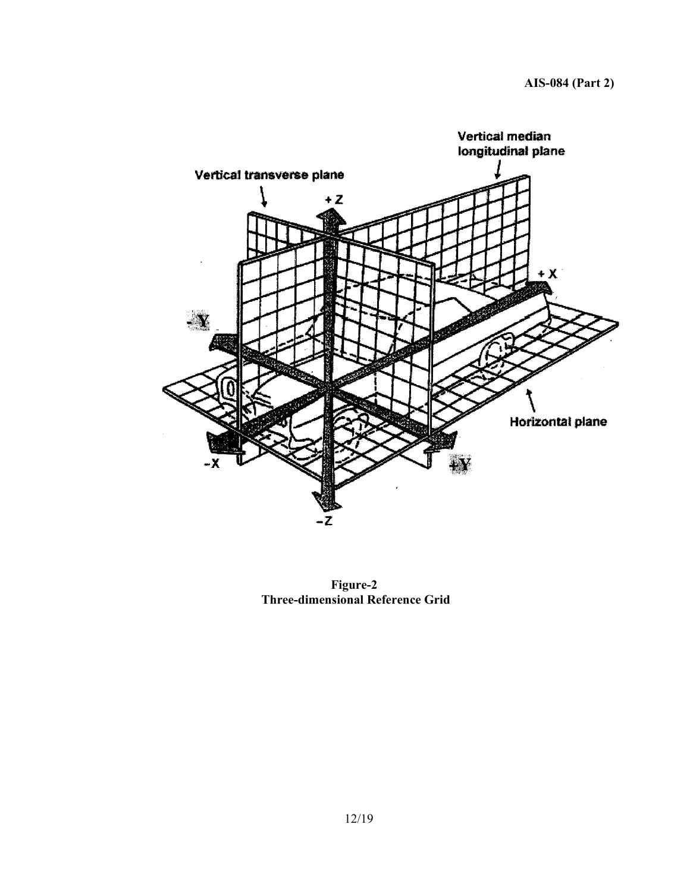**Figure-2**
**Three-dimensional Reference Grid**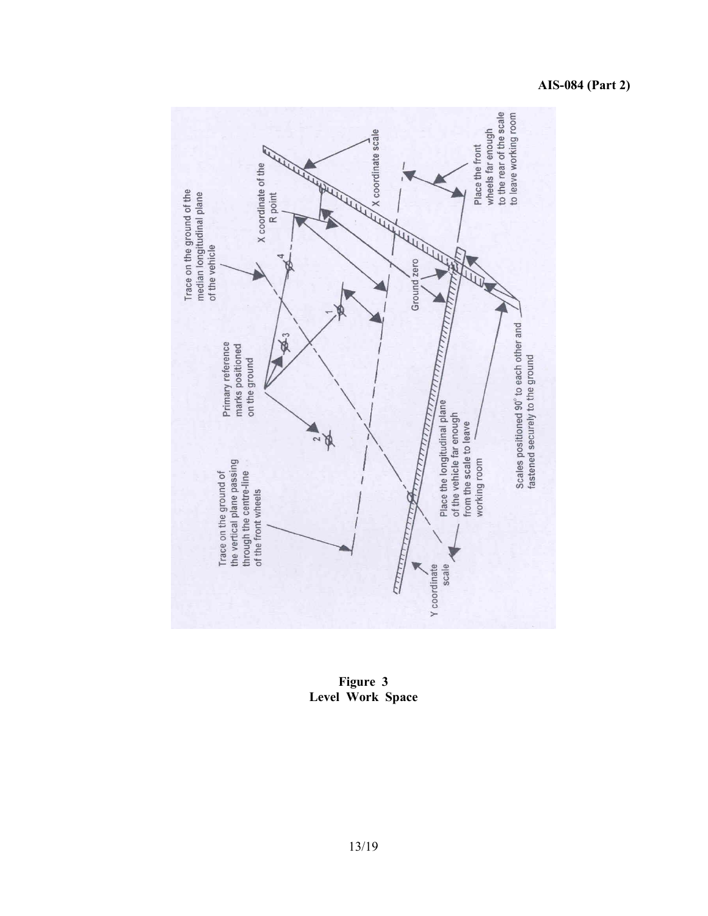**Figure 3**
**Level Work Space**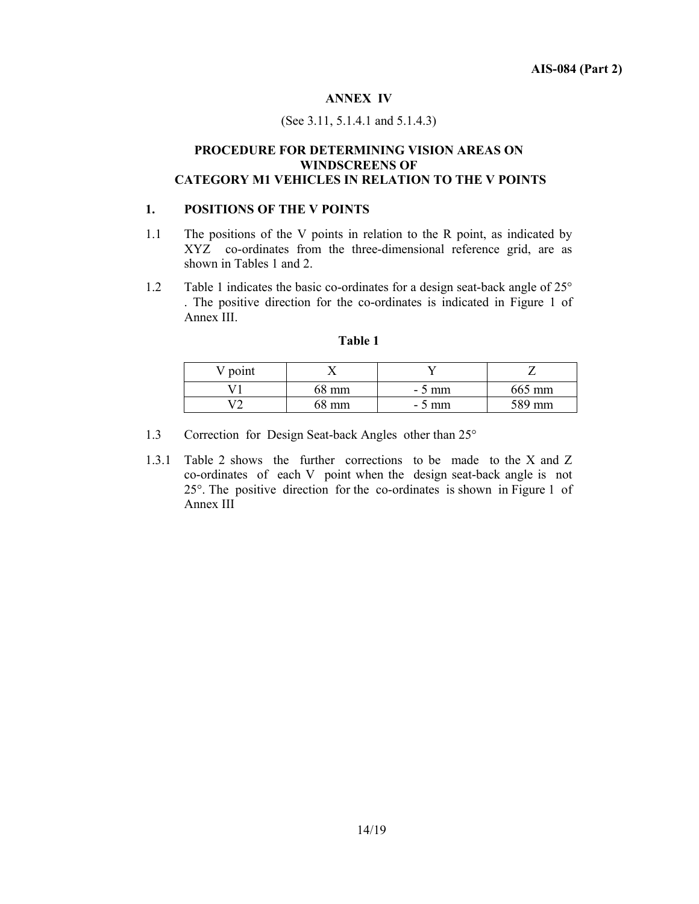## ANNEX IV

(See 3.11, 5.1.4.1 and 5.1.4.3)

### PROCEDURE FOR DETERMINING VISION AREAS ON WINDSCREENS OF CATEGORY M1 VEHICLES IN RELATION TO THE V POINTS

**1. POSITIONS OF THE V POINTS**

1.1 The positions of the V points in relation to the R point, as indicated by XYZ co-ordinates from the three-dimensional reference grid, are as shown in Tables 1 and 2.

1.2 Table 1 indicates the basic co-ordinates for a design seat-back angle of 25° . The positive direction for the co-ordinates is indicated in Figure 1 of Annex III.

**Table 1**

| V point | X | Y | Z |
|---|---|---|---|
| V1 | 68 mm | - 5 mm | 665 mm |
| V2 | 68 mm | - 5 mm | 589 mm |

1.3 Correction for Design Seat-back Angles other than 25°

1.3.1 Table 2 shows the further corrections to be made to the X and Z co-ordinates of each V point when the design seat-back angle is not 25°. The positive direction for the co-ordinates is shown in Figure 1 of Annex III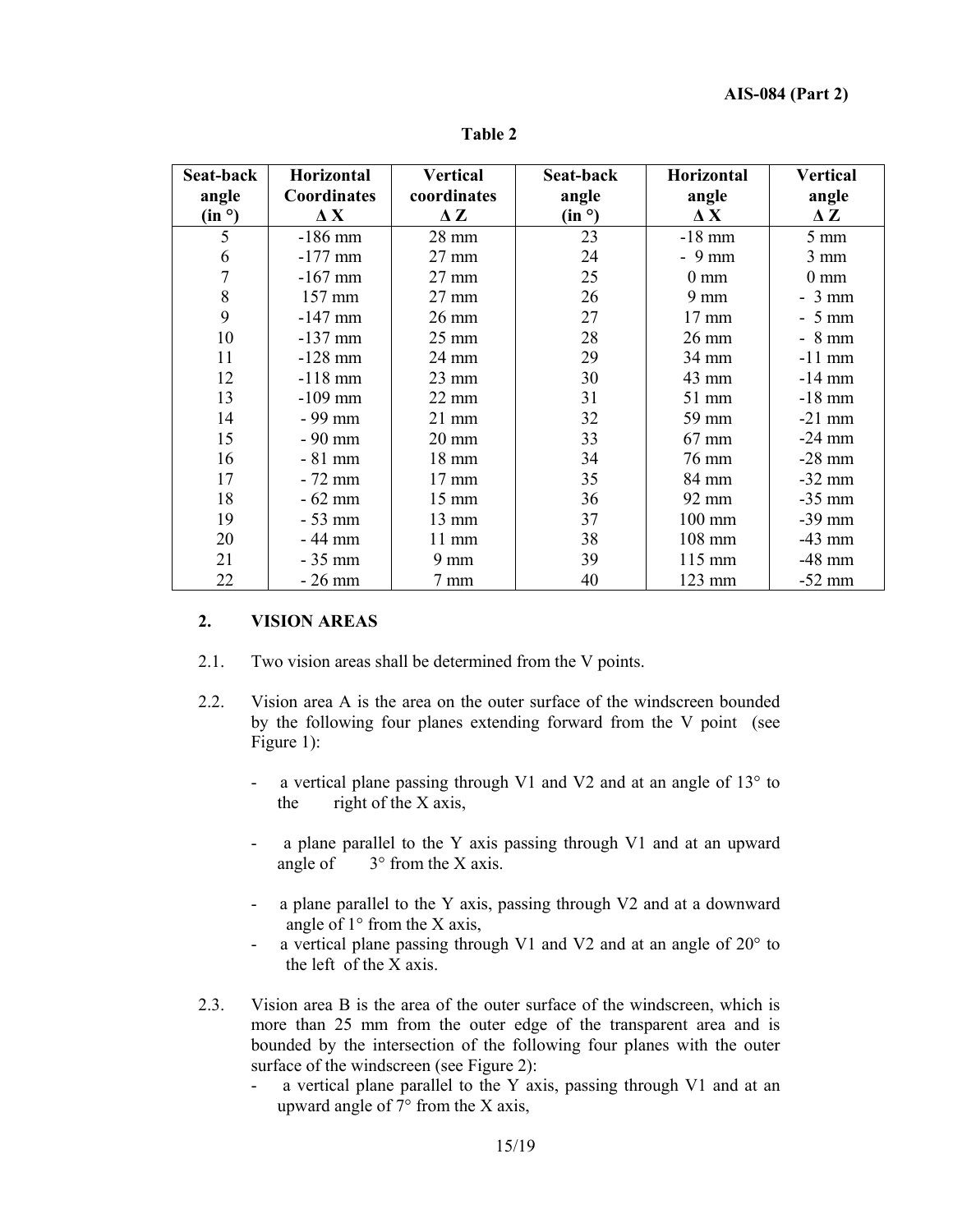**Table 2**

| Seat-back angle (in °) | Horizontal Coordinates Δ X | Vertical coordinates Δ Z | Seat-back angle (in °) | Horizontal angle Δ X | Vertical angle Δ Z |
|---|---|---|---|---|---|
| 5 | -186 mm | 28 mm | 23 | -18 mm | 5 mm |
| 6 | -177 mm | 27 mm | 24 | - 9 mm | 3 mm |
| 7 | -167 mm | 27 mm | 25 | 0 mm | 0 mm |
| 8 | 157 mm | 27 mm | 26 | 9 mm | - 3 mm |
| 9 | -147 mm | 26 mm | 27 | 17 mm | - 5 mm |
| 10 | -137 mm | 25 mm | 28 | 26 mm | - 8 mm |
| 11 | -128 mm | 24 mm | 29 | 34 mm | -11 mm |
| 12 | -118 mm | 23 mm | 30 | 43 mm | -14 mm |
| 13 | -109 mm | 22 mm | 31 | 51 mm | -18 mm |
| 14 | - 99 mm | 21 mm | 32 | 59 mm | -21 mm |
| 15 | - 90 mm | 20 mm | 33 | 67 mm | -24 mm |
| 16 | - 81 mm | 18 mm | 34 | 76 mm | -28 mm |
| 17 | - 72 mm | 17 mm | 35 | 84 mm | -32 mm |
| 18 | - 62 mm | 15 mm | 36 | 92 mm | -35 mm |
| 19 | - 53 mm | 13 mm | 37 | 100 mm | -39 mm |
| 20 | - 44 mm | 11 mm | 38 | 108 mm | -43 mm |
| 21 | - 35 mm | 9 mm | 39 | 115 mm | -48 mm |
| 22 | - 26 mm | 7 mm | 40 | 123 mm | -52 mm |

## 2. VISION AREAS

2.1. Two vision areas shall be determined from the V points.

2.2. Vision area A is the area on the outer surface of the windscreen bounded by the following four planes extending forward from the V point (see Figure 1):

- a vertical plane passing through V1 and V2 and at an angle of 13° to the right of the X axis,
- a plane parallel to the Y axis passing through V1 and at an upward angle of 3° from the X axis.
- a plane parallel to the Y axis, passing through V2 and at a downward angle of 1° from the X axis,
- a vertical plane passing through V1 and V2 and at an angle of 20° to the left of the X axis.

2.3. Vision area B is the area of the outer surface of the windscreen, which is more than 25 mm from the outer edge of the transparent area and is bounded by the intersection of the following four planes with the outer surface of the windscreen (see Figure 2):

- a vertical plane parallel to the Y axis, passing through V1 and at an upward angle of 7° from the X axis,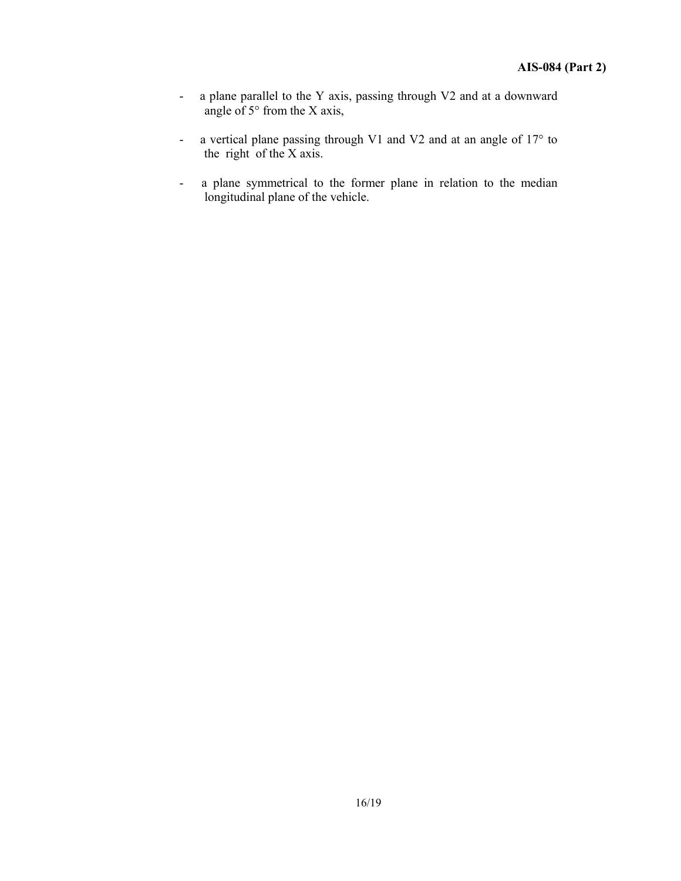- a plane parallel to the Y axis, passing through V2 and at a downward angle of 5° from the X axis,

- a vertical plane passing through V1 and V2 and at an angle of 17° to the right of the X axis.

- a plane symmetrical to the former plane in relation to the median longitudinal plane of the vehicle.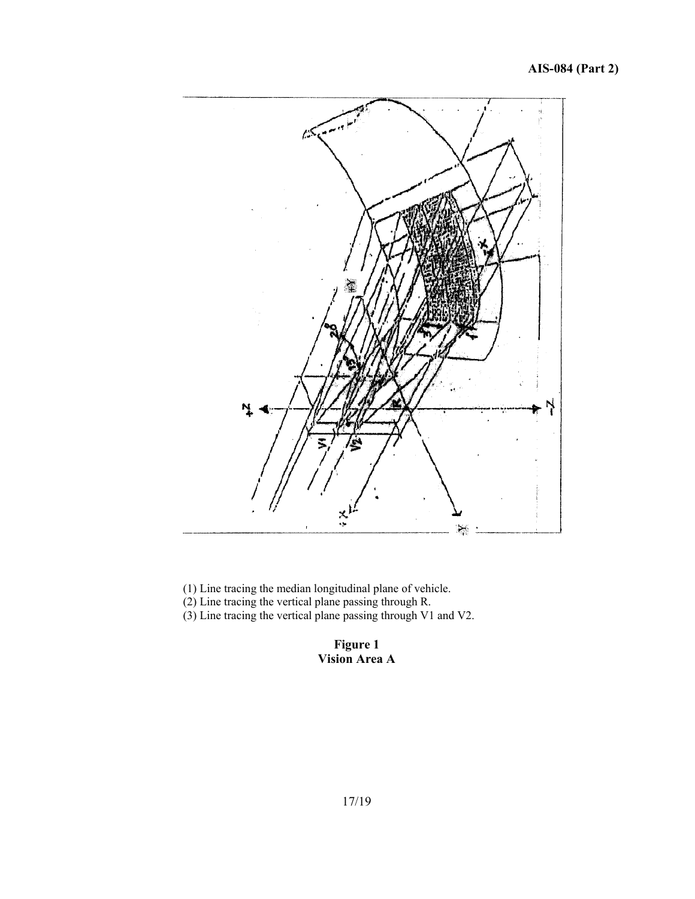(1) Line tracing the median longitudinal plane of vehicle.
(2) Line tracing the vertical plane passing through R.
(3) Line tracing the vertical plane passing through V1 and V2.

**Figure 1**
**Vision Area A**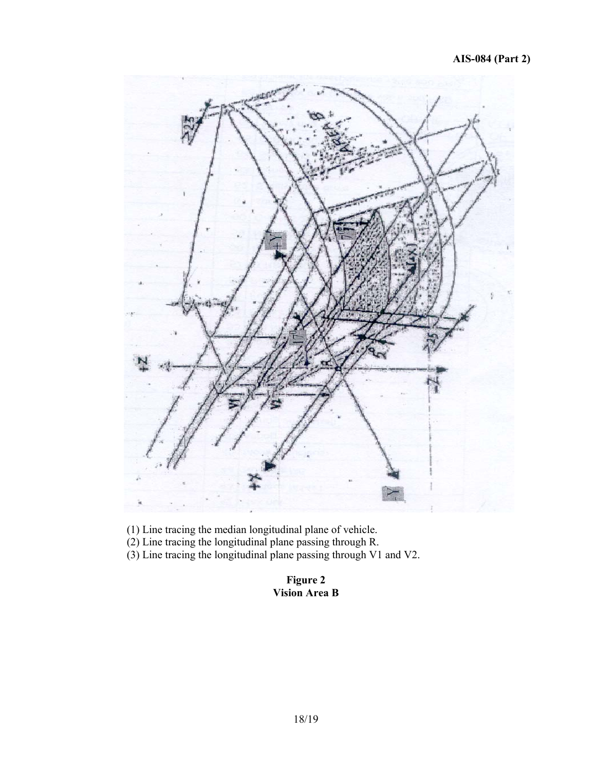(1) Line tracing the median longitudinal plane of vehicle.
(2) Line tracing the longitudinal plane passing through R.
(3) Line tracing the longitudinal plane passing through V1 and V2.

**Figure 2**
**Vision Area B**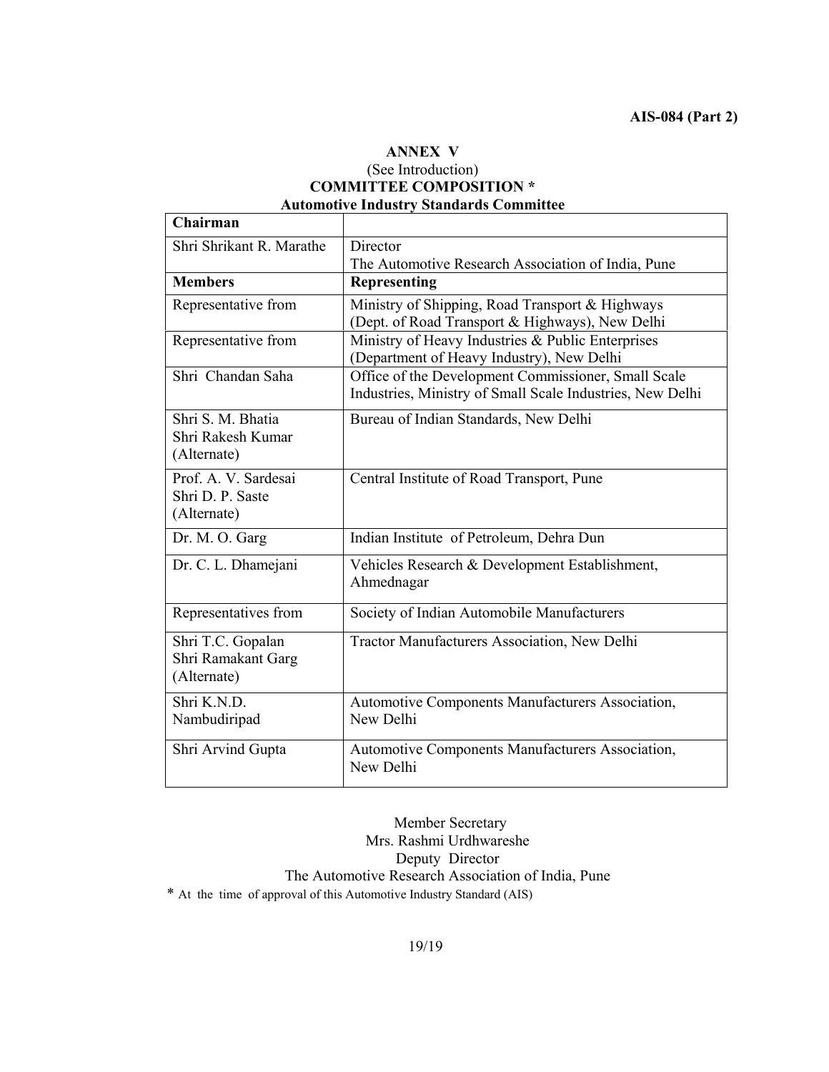## ANNEX V

(See Introduction)

**COMMITTEE COMPOSITION \***

**Automotive Industry Standards Committee**

| **Chairman** | |
|---|---|
| Shri Shrikant R. Marathe | Director<br>The Automotive Research Association of India, Pune |
| **Members** | **Representing** |
| Representative from | Ministry of Shipping, Road Transport & Highways (Dept. of Road Transport & Highways), New Delhi |
| Representative from | Ministry of Heavy Industries & Public Enterprises (Department of Heavy Industry), New Delhi |
| Shri Chandan Saha | Office of the Development Commissioner, Small Scale Industries, Ministry of Small Scale Industries, New Delhi |
| Shri S. M. Bhatia<br>Shri Rakesh Kumar (Alternate) | Bureau of Indian Standards, New Delhi |
| Prof. A. V. Sardesai<br>Shri D. P. Saste (Alternate) | Central Institute of Road Transport, Pune |
| Dr. M. O. Garg | Indian Institute of Petroleum, Dehra Dun |
| Dr. C. L. Dhamejani | Vehicles Research & Development Establishment, Ahmednagar |
| Representatives from | Society of Indian Automobile Manufacturers |
| Shri T.C. Gopalan<br>Shri Ramakant Garg (Alternate) | Tractor Manufacturers Association, New Delhi |
| Shri K.N.D. Nambudiripad | Automotive Components Manufacturers Association, New Delhi |
| Shri Arvind Gupta | Automotive Components Manufacturers Association, New Delhi |

Member Secretary
Mrs. Rashmi Urdhwareshe
Deputy Director
The Automotive Research Association of India, Pune

\* At the time of approval of this Automotive Industry Standard (AIS)